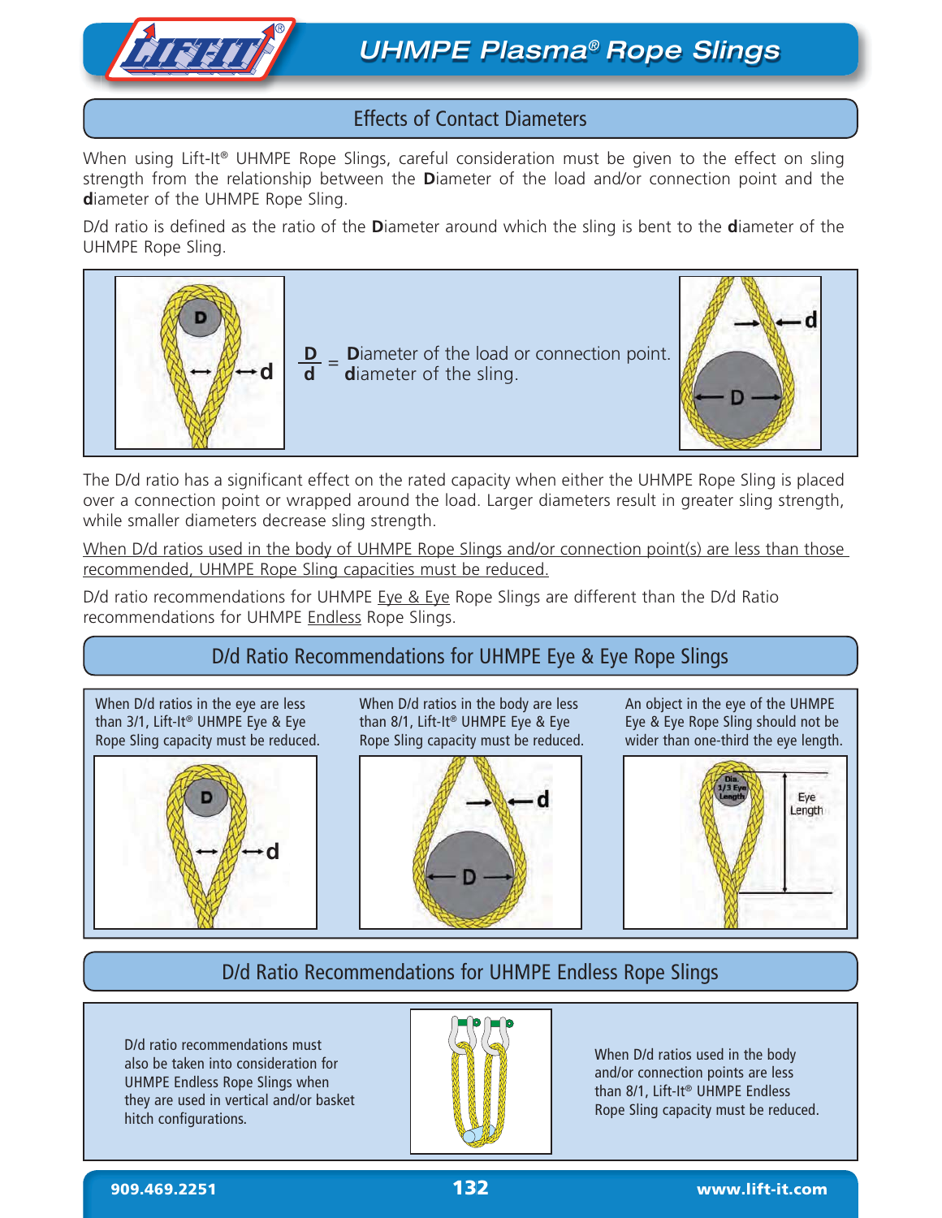# UHMPE Plasma® Rope Slings

## Effects of Contact Diameters

When using Lift-It® UHMPE Rope Slings, careful consideration must be given to the effect on sling strength from the relationship between the **D**iameter of the load and/or connection point and the **d**iameter of the UHMPE Rope Sling.

D/d ratio is defined as the ratio of the **D**iameter around which the sling is bent to the **d**iameter of the UHMPE Rope Sling.

$\frac{D}{d}$ = **D**iameter of the load or connection point. / **d**iameter of the sling.

The D/d ratio has a significant effect on the rated capacity when either the UHMPE Rope Sling is placed over a connection point or wrapped around the load. Larger diameters result in greater sling strength, while smaller diameters decrease sling strength.

When D/d ratios used in the body of UHMPE Rope Slings and/or connection point(s) are less than those recommended, UHMPE Rope Sling capacities must be reduced.

D/d ratio recommendations for UHMPE Eye & Eye Rope Slings are different than the D/d Ratio recommendations for UHMPE Endless Rope Slings.

## D/d Ratio Recommendations for UHMPE Eye & Eye Rope Slings

When D/d ratios in the eye are less than 3/1, Lift-It® UHMPE Eye & Eye Rope Sling capacity must be reduced.

When D/d ratios in the body are less than 8/1, Lift-It® UHMPE Eye & Eye Rope Sling capacity must be reduced.

An object in the eye of the UHMPE Eye & Eye Rope Sling should not be wider than one-third the eye length.

## D/d Ratio Recommendations for UHMPE Endless Rope Slings

D/d ratio recommendations must also be taken into consideration for UHMPE Endless Rope Slings when they are used in vertical and/or basket hitch configurations.

When D/d ratios used in the body and/or connection points are less than 8/1, Lift-It® UHMPE Endless Rope Sling capacity must be reduced.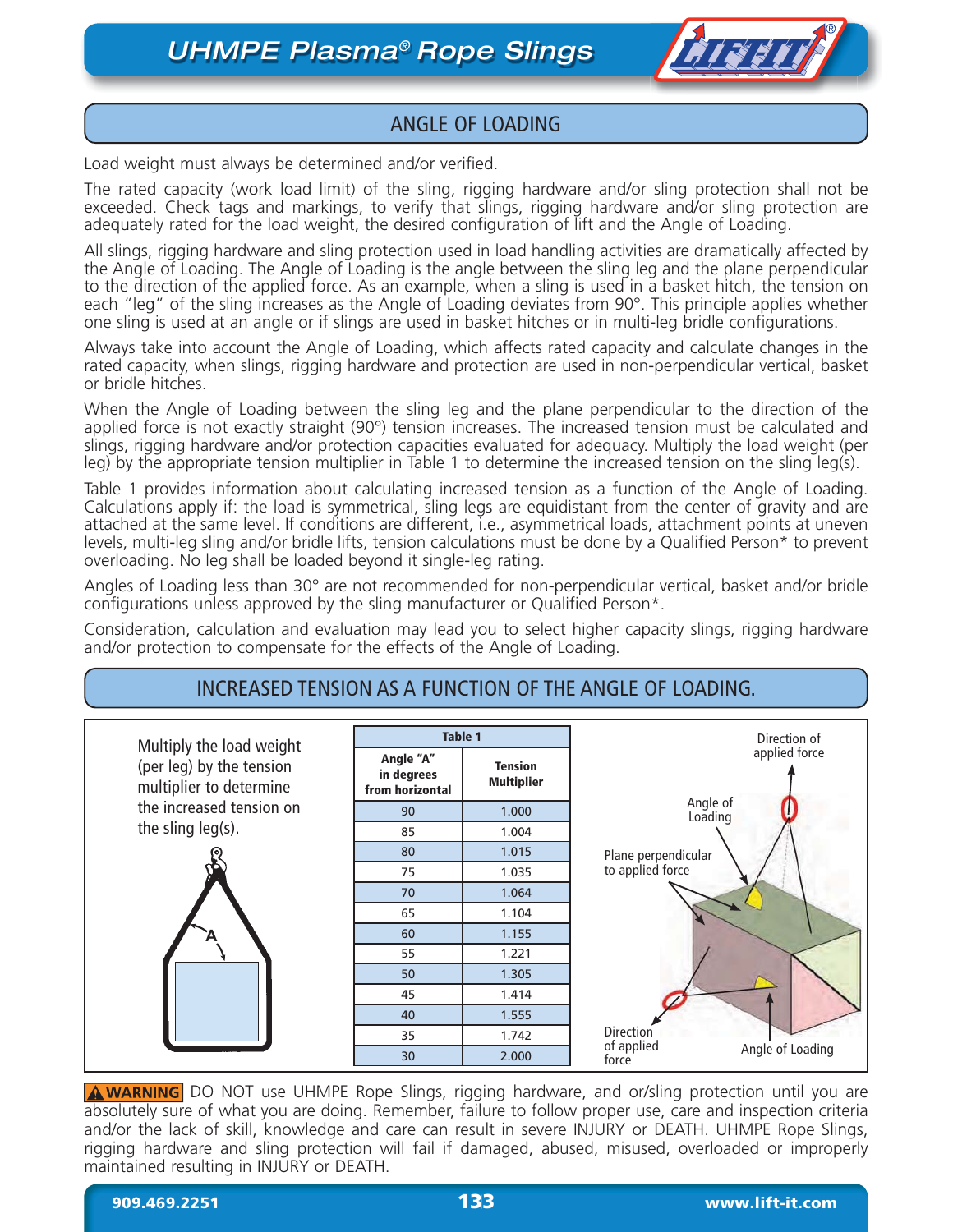# UHMPE Plasma® Rope Slings

## ANGLE OF LOADING

Load weight must always be determined and/or verified.

The rated capacity (work load limit) of the sling, rigging hardware and/or sling protection shall not be exceeded. Check tags and markings, to verify that slings, rigging hardware and/or sling protection are adequately rated for the load weight, the desired configuration of lift and the Angle of Loading.

All slings, rigging hardware and sling protection used in load handling activities are dramatically affected by the Angle of Loading. The Angle of Loading is the angle between the sling leg and the plane perpendicular to the direction of the applied force. As an example, when a sling is used in a basket hitch, the tension on each "leg" of the sling increases as the Angle of Loading deviates from 90°. This principle applies whether one sling is used at an angle or if slings are used in basket hitches or in multi-leg bridle configurations.

Always take into account the Angle of Loading, which affects rated capacity and calculate changes in the rated capacity, when slings, rigging hardware and protection are used in non-perpendicular vertical, basket or bridle hitches.

When the Angle of Loading between the sling leg and the plane perpendicular to the direction of the applied force is not exactly straight (90°) tension increases. The increased tension must be calculated and slings, rigging hardware and/or protection capacities evaluated for adequacy. Multiply the load weight (per leg) by the appropriate tension multiplier in Table 1 to determine the increased tension on the sling leg(s).

Table 1 provides information about calculating increased tension as a function of the Angle of Loading. Calculations apply if: the load is symmetrical, sling legs are equidistant from the center of gravity and are attached at the same level. If conditions are different, i.e., asymmetrical loads, attachment points at uneven levels, multi-leg sling and/or bridle lifts, tension calculations must be done by a Qualified Person* to prevent overloading. No leg shall be loaded beyond it single-leg rating.

Angles of Loading less than 30° are not recommended for non-perpendicular vertical, basket and/or bridle configurations unless approved by the sling manufacturer or Qualified Person*.

Consideration, calculation and evaluation may lead you to select higher capacity slings, rigging hardware and/or protection to compensate for the effects of the Angle of Loading.

## INCREASED TENSION AS A FUNCTION OF THE ANGLE OF LOADING.

Multiply the load weight (per leg) by the tension multiplier to determine the increased tension on the sling leg(s).

A

**Table 1**

| Angle "A" in degrees from horizontal | Tension Multiplier |
|---|---|
| 90 | 1.000 |
| 85 | 1.004 |
| 80 | 1.015 |
| 75 | 1.035 |
| 70 | 1.064 |
| 65 | 1.104 |
| 60 | 1.155 |
| 55 | 1.221 |
| 50 | 1.305 |
| 45 | 1.414 |
| 40 | 1.555 |
| 35 | 1.742 |
| 30 | 2.000 |

Direction of applied force

Angle of Loading

Plane perpendicular to applied force

Direction of applied force

Angle of Loading

**⚠ WARNING** DO NOT use UHMPE Rope Slings, rigging hardware, and or/sling protection until you are absolutely sure of what you are doing. Remember, failure to follow proper use, care and inspection criteria and/or the lack of skill, knowledge and care can result in severe INJURY or DEATH. UHMPE Rope Slings, rigging hardware and sling protection will fail if damaged, abused, misused, overloaded or improperly maintained resulting in INJURY or DEATH.

909.469.2251 www.lift-it.com